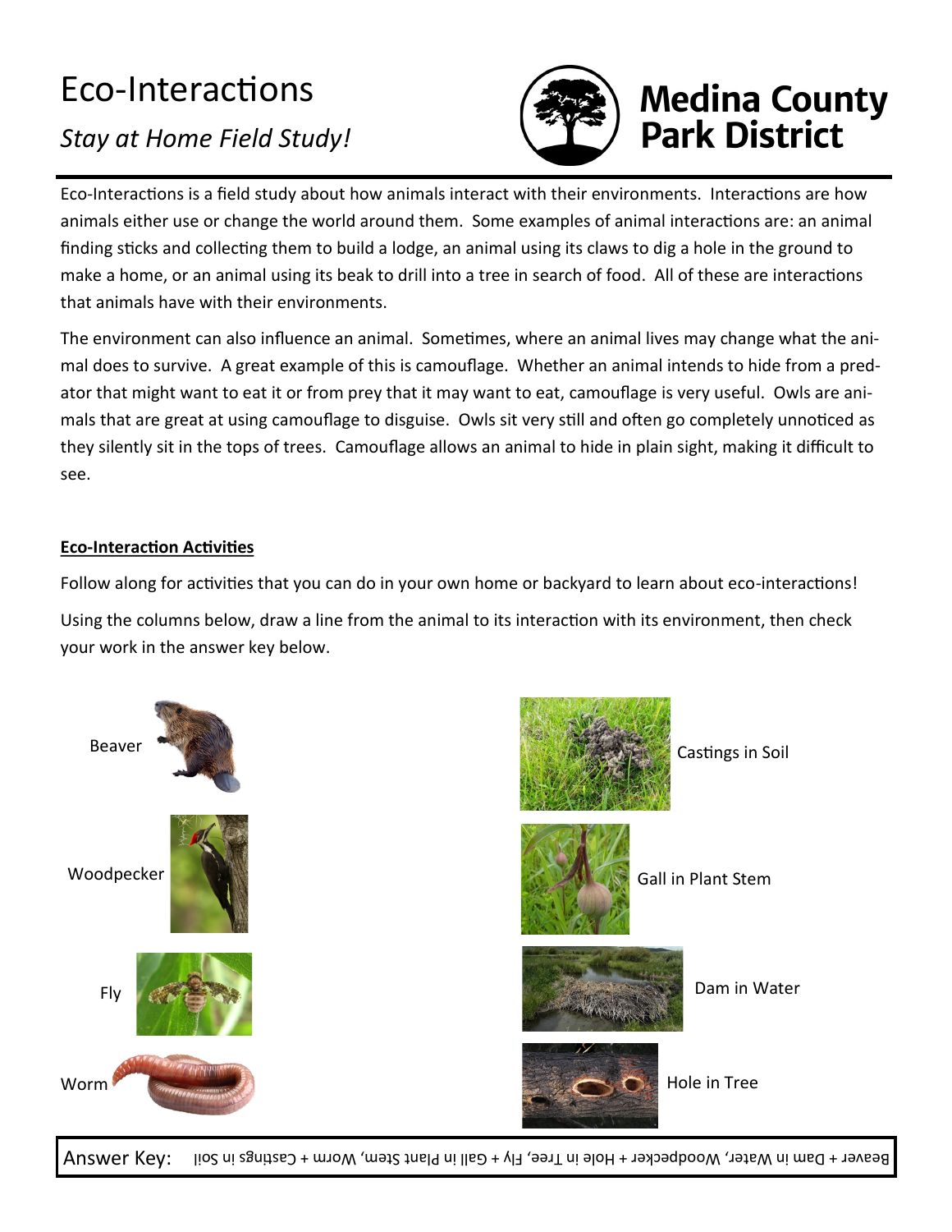# Eco-Interactions

*Stay at Home Field Study!*

**Medina County Park District**

Eco-Interactions is a field study about how animals interact with their environments. Interactions are how animals either use or change the world around them. Some examples of animal interactions are: an animal finding sticks and collecting them to build a lodge, an animal using its claws to dig a hole in the ground to make a home, or an animal using its beak to drill into a tree in search of food. All of these are interactions that animals have with their environments.

The environment can also influence an animal. Sometimes, where an animal lives may change what the animal does to survive. A great example of this is camouflage. Whether an animal intends to hide from a predator that might want to eat it or from prey that it may want to eat, camouflage is very useful. Owls are animals that are great at using camouflage to disguise. Owls sit very still and often go completely unnoticed as they silently sit in the tops of trees. Camouflage allows an animal to hide in plain sight, making it difficult to see.

**Eco-Interaction Activities**

Follow along for activities that you can do in your own home or backyard to learn about eco-interactions!

Using the columns below, draw a line from the animal to its interaction with its environment, then check your work in the answer key below.

| Animal | Interaction |
| --- | --- |
| Beaver | Castings in Soil |
| Woodpecker | Gall in Plant Stem |
| Fly | Dam in Water |
| Worm | Hole in Tree |

Answer Key: Beaver + Dam in Water, Woodpecker + Hole in Tree, Fly + Gall in Plant Stem, Worm + Castings in Soil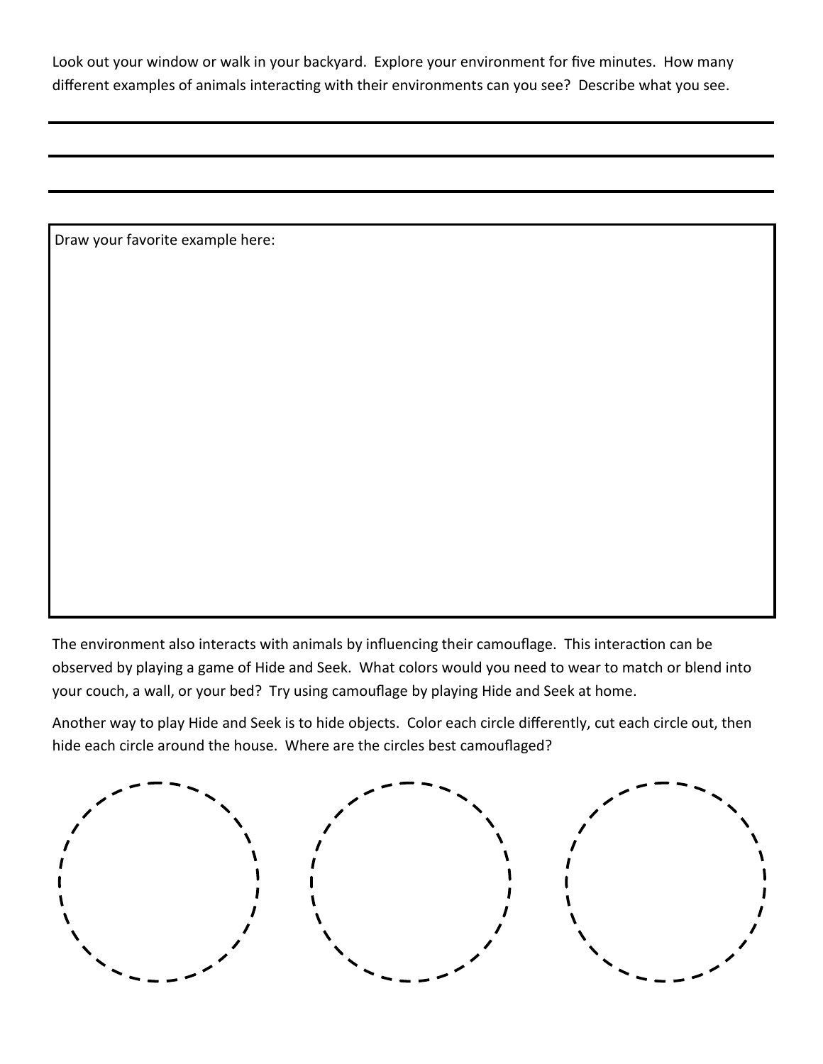Look out your window or walk in your backyard. Explore your environment for five minutes. How many different examples of animals interacting with their environments can you see? Describe what you see.

Draw your favorite example here:

The environment also interacts with animals by influencing their camouflage. This interaction can be observed by playing a game of Hide and Seek. What colors would you need to wear to match or blend into your couch, a wall, or your bed? Try using camouflage by playing Hide and Seek at home.

Another way to play Hide and Seek is to hide objects. Color each circle differently, cut each circle out, then hide each circle around the house. Where are the circles best camouflaged?